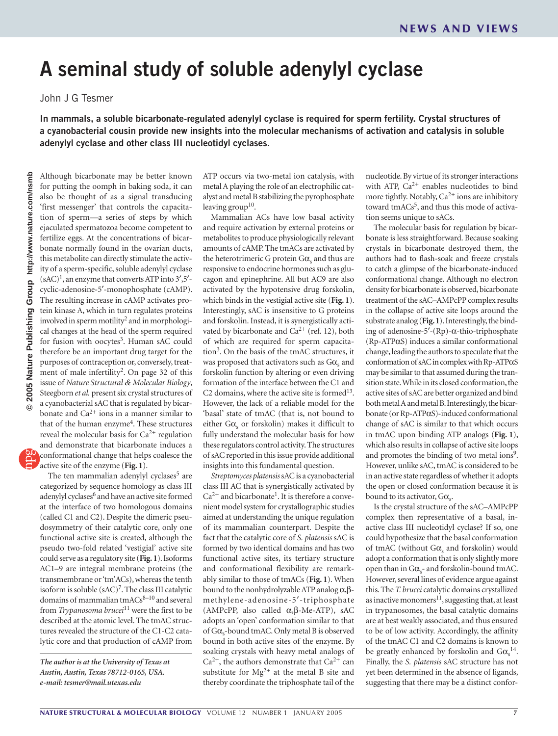# A seminal study of soluble adenylyl cyclase

John J G Tesmer

**In mammals, a soluble bicarbonate-regulated adenylyl cyclase is required for sperm fertility. Crystal structures of a cyanobacterial cousin provide new insights into the molecular mechanisms of activation and catalysis in soluble adenylyl cyclase and other class III nucleotidyl cyclases.**

Although bicarbonate may be better known for putting the oomph in baking soda, it can also be thought of as a signal transducing 'first messenger' that controls the capacitation of sperm—a series of steps by which ejaculated spermatozoa become competent to fertilize eggs. At the concentrations of bicarbonate normally found in the ovarian ducts, this metabolite can directly stimulate the activity of a sperm-specific, soluble adenylyl cyclase (sAC)[1], an enzyme that converts ATP into 3′,5′-cyclic-adenosine-5′-monophosphate (cAMP). The resulting increase in cAMP activates protein kinase A, which in turn regulates proteins involved in sperm motility[2] and in morphological changes at the head of the sperm required for fusion with oocytes[3]. Human sAC could therefore be an important drug target for the purposes of contraception or, conversely, treatment of male infertility[2]. On page 32 of this issue of *Nature Structural & Molecular Biology*, Steegborn *et al.* present six crystal structures of a cyanobacterial sAC that is regulated by bicarbonate and $Ca^{2+}$ ions in a manner similar to that of the human enzyme[4]. These structures reveal the molecular basis for $Ca^{2+}$ regulation and demonstrate that bicarbonate induces a conformational change that helps coalesce the active site of the enzyme (**Fig. 1**).

The ten mammalian adenylyl cyclases[5] are categorized by sequence homology as class III adenylyl cyclases[6] and have an active site formed at the interface of two homologous domains (called C1 and C2). Despite the dimeric pseudosymmetry of their catalytic core, only one functional active site is created, although the pseudo two-fold related 'vestigial' active site could serve as a regulatory site (**Fig. 1**). Isoforms AC1–9 are integral membrane proteins (the transmembrane or 'tm'ACs), whereas the tenth isoform is soluble (sAC)[7]. The class III catalytic domains of mammalian tmACs[8–10] and several from *Trypanosoma brucei*[11] were the first to be described at the atomic level. The tmAC structures revealed the structure of the C1-C2 catalytic core and that production of cAMP from ATP occurs via two-metal ion catalysis, with metal A playing the role of an electrophilic catalyst and metal B stabilizing the pyrophosphate leaving group[10].

Mammalian ACs have low basal activity and require activation by external proteins or metabolites to produce physiologically relevant amounts of cAMP. The tmACs are activated by the heterotrimeric G protein $G\alpha_s$ and thus are responsive to endocrine hormones such as glucagon and epinephrine. All but AC9 are also activated by the hypotensive drug forskolin, which binds in the vestigial active site (**Fig. 1**). Interestingly, sAC is insensitive to G proteins and forskolin. Instead, it is synergistically activated by bicarbonate and $Ca^{2+}$ (ref. 12), both of which are required for sperm capacitation[3]. On the basis of the tmAC structures, it was proposed that activators such as $G\alpha_s$ and forskolin function by altering or even driving formation of the interface between the C1 and C2 domains, where the active site is formed[13]. However, the lack of a reliable model for the 'basal' state of tmAC (that is, not bound to either $G\alpha_s$ or forskolin) makes it difficult to fully understand the molecular basis for how these regulators control activity. The structures of sAC reported in this issue provide additional insights into this fundamental question.

*Streptomyces platensis* sAC is a cyanobacterial class III AC that is synergistically activated by $Ca^{2+}$ and bicarbonate[1]. It is therefore a convenient model system for crystallographic studies aimed at understanding the unique regulation of its mammalian counterpart. Despite the fact that the catalytic core of *S. platensis* sAC is formed by two identical domains and has two functional active sites, its tertiary structure and conformational flexibility are remarkably similar to those of tmACs (**Fig. 1**). When bound to the nonhydrolyzable ATP analog α,β-methylene-adenosine-5′-triphosphate (AMPcPP, also called α,β-Me-ATP), sAC adopts an 'open' conformation similar to that of $G\alpha_s$-bound tmAC. Only metal B is observed bound in both active sites of the enzyme. By soaking crystals with heavy metal analogs of $Ca^{2+}$, the authors demonstrate that $Ca^{2+}$ can substitute for $Mg^{2+}$ at the metal B site and thereby coordinate the triphosphate tail of the nucleotide. By virtue of its stronger interactions with ATP, $Ca^{2+}$ enables nucleotides to bind more tightly. Notably, $Ca^{2+}$ ions are inhibitory toward tmACs[5], and thus this mode of activation seems unique to sACs.

The molecular basis for regulation by bicarbonate is less straightforward. Because soaking crystals in bicarbonate destroyed them, the authors had to flash-soak and freeze crystals to catch a glimpse of the bicarbonate-induced conformational change. Although no electron density for bicarbonate is observed, bicarbonate treatment of the sAC–AMPcPP complex results in the collapse of active site loops around the substrate analog (**Fig. 1**). Interestingly, the binding of adenosine-5′-(Rp)-α-thio-triphosphate (Rp-ATPαS) induces a similar conformational change, leading the authors to speculate that the conformation of sAC in complex with Rp-ATPαS may be similar to that assumed during the transition state. While in its closed conformation, the active sites of sAC are better organized and bind both metal A and metal B. Interestingly, the bicarbonate (or Rp-ATPαS)-induced conformational change of sAC is similar to that which occurs in tmAC upon binding ATP analogs (**Fig. 1**), which also results in collapse of active site loops and promotes the binding of two metal ions[9]. However, unlike sAC, tmAC is considered to be in an active state regardless of whether it adopts the open or closed conformation because it is bound to its activator, $G\alpha_s$.

Is the crystal structure of the sAC–AMPcPP complex then representative of a basal, inactive class III nucleotidyl cyclase? If so, one could hypothesize that the basal conformation of tmAC (without $G\alpha_s$ and forskolin) would adopt a conformation that is only slightly more open than in $G\alpha_s$- and forskolin-bound tmAC. However, several lines of evidence argue against this. The *T. brucei* catalytic domains crystallized as inactive monomers[11], suggesting that, at least in trypanosomes, the basal catalytic domains are at best weakly associated, and thus ensured to be of low activity. Accordingly, the affinity of the tmAC C1 and C2 domains is known to be greatly enhanced by forskolin and $G\alpha_s$[14]. Finally, the *S. platensis* sAC structure has not yet been determined in the absence of ligands, suggesting that there may be a distinct confor-

*The author is at the University of Texas at Austin, Austin, Texas 78712-0165, USA. e-mail: tesmer@mail.utexas.edu*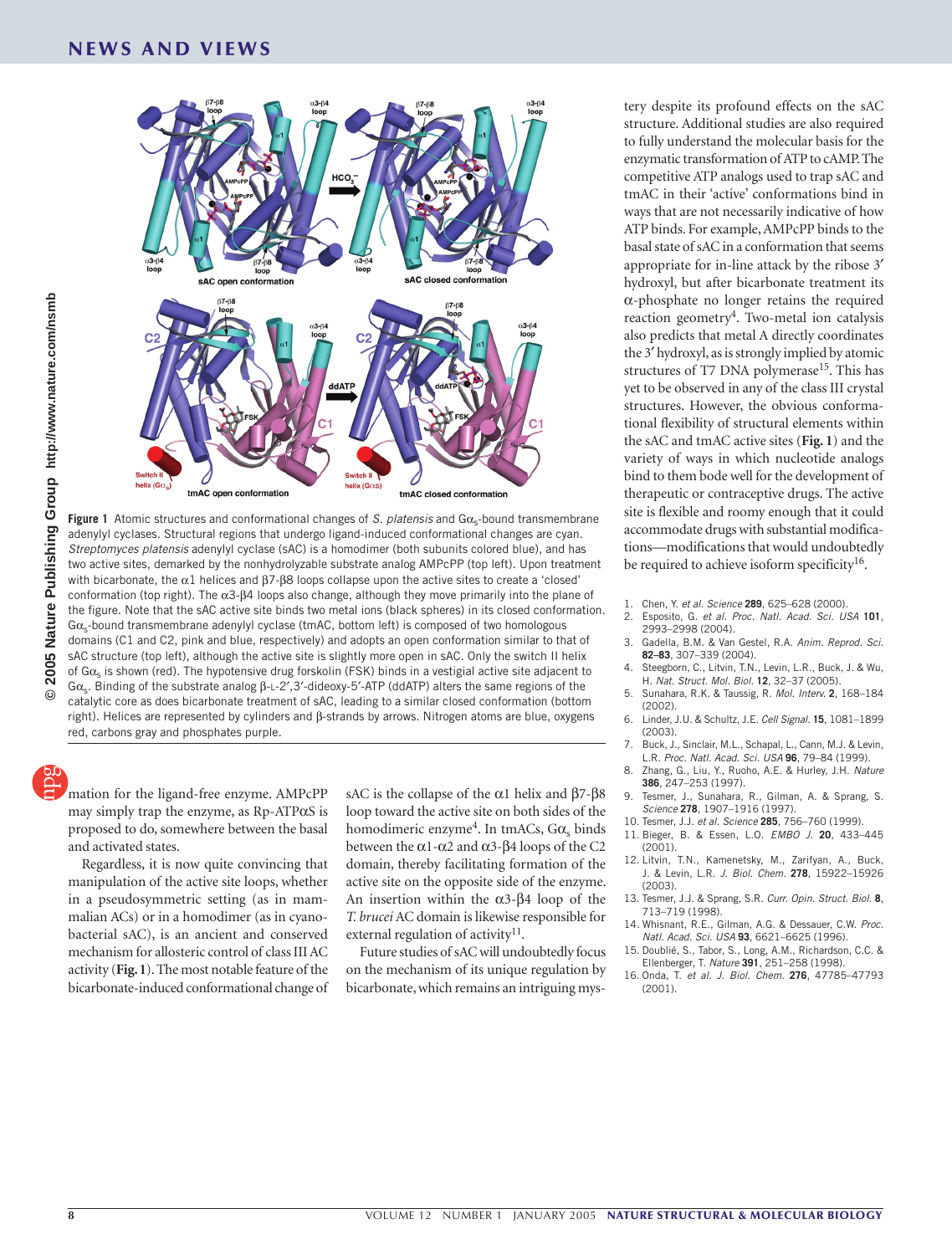β7-β8 loop

α3-β4 loop

α1

AMPcPP

AMPcPP

α1

α3-β4 loop

β7-β8 loop

sAC open conformation

$HCO_3^-$

β7-β8 loop

α3-β4 loop

α1

AMPcPP

AMPcPP

α1

α3-β4 loop

β7-β8 loop

sAC closed conformation

β7-β8 loop

C2

α3-β4 loop

α1

FSK

C1

Switch II helix ($G\alpha_s$)

tmAC open conformation

ddATP

β7-β8 loop

C2

ddATP

α3-β4 loop

α1

FSK

C1

Switch II helix ($G\alpha S$)

tmAC closed conformation

**Figure 1** Atomic structures and conformational changes of *S. platensis* and $G\alpha_s$-bound transmembrane adenylyl cyclases. Structural regions that undergo ligand-induced conformational changes are cyan. *Streptomyces platensis* adenylyl cyclase (sAC) is a homodimer (both subunits colored blue), and has two active sites, demarked by the nonhydrolyzable substrate analog AMPcPP (top left). Upon treatment with bicarbonate, the α1 helices and β7-β8 loops collapse upon the active sites to create a 'closed' conformation (top right). The α3-β4 loops also change, although they move primarily into the plane of the figure. Note that the sAC active site binds two metal ions (black spheres) in its closed conformation. $G\alpha_s$-bound transmembrane adenylyl cyclase (tmAC, bottom left) is composed of two homologous domains (C1 and C2, pink and blue, respectively) and adopts an open conformation similar to that of sAC structure (top left), although the active site is slightly more open in sAC. Only the switch II helix of $G\alpha_s$ is shown (red). The hypotensive drug forskolin (FSK) binds in a vestigial active site adjacent to $G\alpha_s$. Binding of the substrate analog β-L-2′,3′-dideoxy-5′-ATP (ddATP) alters the same regions of the catalytic core as does bicarbonate treatment of sAC, leading to a similar closed conformation (bottom right). Helices are represented by cylinders and β-strands by arrows. Nitrogen atoms are blue, oxygens red, carbons gray and phosphates purple.

mation for the ligand-free enzyme. AMPcPP may simply trap the enzyme, as Rp-ATPαS is proposed to do, somewhere between the basal and activated states.

Regardless, it is now quite convincing that manipulation of the active site loops, whether in a pseudosymmetric setting (as in mammalian ACs) or in a homodimer (as in cyanobacterial sAC), is an ancient and conserved mechanism for allosteric control of class III AC activity (**Fig. 1**). The most notable feature of the bicarbonate-induced conformational change of sAC is the collapse of the α1 helix and β7-β8 loop toward the active site on both sides of the homodimeric enzyme[4]. In tmACs, $G\alpha_s$ binds between the α1-α2 and α3-β4 loops of the C2 domain, thereby facilitating formation of the active site on the opposite side of the enzyme. An insertion within the α3-β4 loop of the *T. brucei* AC domain is likewise responsible for external regulation of activity[11].

Future studies of sAC will undoubtedly focus on the mechanism of its unique regulation by bicarbonate, which remains an intriguing mystery despite its profound effects on the sAC structure. Additional studies are also required to fully understand the molecular basis for the enzymatic transformation of ATP to cAMP. The competitive ATP analogs used to trap sAC and tmAC in their 'active' conformations bind in ways that are not necessarily indicative of how ATP binds. For example, AMPcPP binds to the basal state of sAC in a conformation that seems appropriate for in-line attack by the ribose 3′ hydroxyl, but after bicarbonate treatment its α-phosphate no longer retains the required reaction geometry[4]. Two-metal ion catalysis also predicts that metal A directly coordinates the 3′ hydroxyl, as is strongly implied by atomic structures of T7 DNA polymerase[15]. This has yet to be observed in any of the class III crystal structures. However, the obvious conformational flexibility of structural elements within the sAC and tmAC active sites (**Fig. 1**) and the variety of ways in which nucleotide analogs bind to them bode well for the development of therapeutic or contraceptive drugs. The active site is flexible and roomy enough that it could accommodate drugs with substantial modifications—modifications that would undoubtedly be required to achieve isoform specificity[16].

1. Chen, Y. *et al. Science* **289**, 625–628 (2000).
2. Esposito, G. *et al. Proc. Natl. Acad. Sci. USA* **101**, 2993–2998 (2004).
3. Gadella, B.M. & Van Gestel, R.A. *Anim. Reprod. Sci.* **82–83**, 307–339 (2004).
4. Steegborn, C., Litvin, T.N., Levin, L.R., Buck, J. & Wu, H. *Nat. Struct. Mol. Biol.* **12**, 32–37 (2005).
5. Sunahara, R.K. & Taussig, R. *Mol. Interv.* **2**, 168–184 (2002).
6. Linder, J.U. & Schultz, J.E. *Cell Signal.* **15**, 1081–1899 (2003).
7. Buck, J., Sinclair, M.L., Schapal, L., Cann, M.J. & Levin, L.R. *Proc. Natl. Acad. Sci. USA* **96**, 79–84 (1999).
8. Zhang, G., Liu, Y., Ruoho, A.E. & Hurley, J.H. *Nature* **386**, 247–253 (1997).
9. Tesmer, J., Sunahara, R., Gilman, A. & Sprang, S. *Science* **278**, 1907–1916 (1997).
10. Tesmer, J.J. *et al. Science* **285**, 756–760 (1999).
11. Bieger, B. & Essen, L.O. *EMBO J.* **20**, 433–445 (2001).
12. Litvin, T.N., Kamenetsky, M., Zarifyan, A., Buck, J. & Levin, L.R. *J. Biol. Chem.* **278**, 15922–15926 (2003).
13. Tesmer, J.J. & Sprang, S.R. *Curr. Opin. Struct. Biol.* **8**, 713–719 (1998).
14. Whisnant, R.E., Gilman, A.G. & Dessauer, C.W. *Proc. Natl. Acad. Sci. USA* **93**, 6621–6625 (1996).
15. Doublié, S., Tabor, S., Long, A.M., Richardson, C.C. & Ellenberger, T. *Nature* **391**, 251–258 (1998).
16. Onda, T. *et al. J. Biol. Chem.* **276**, 47785–47793 (2001).